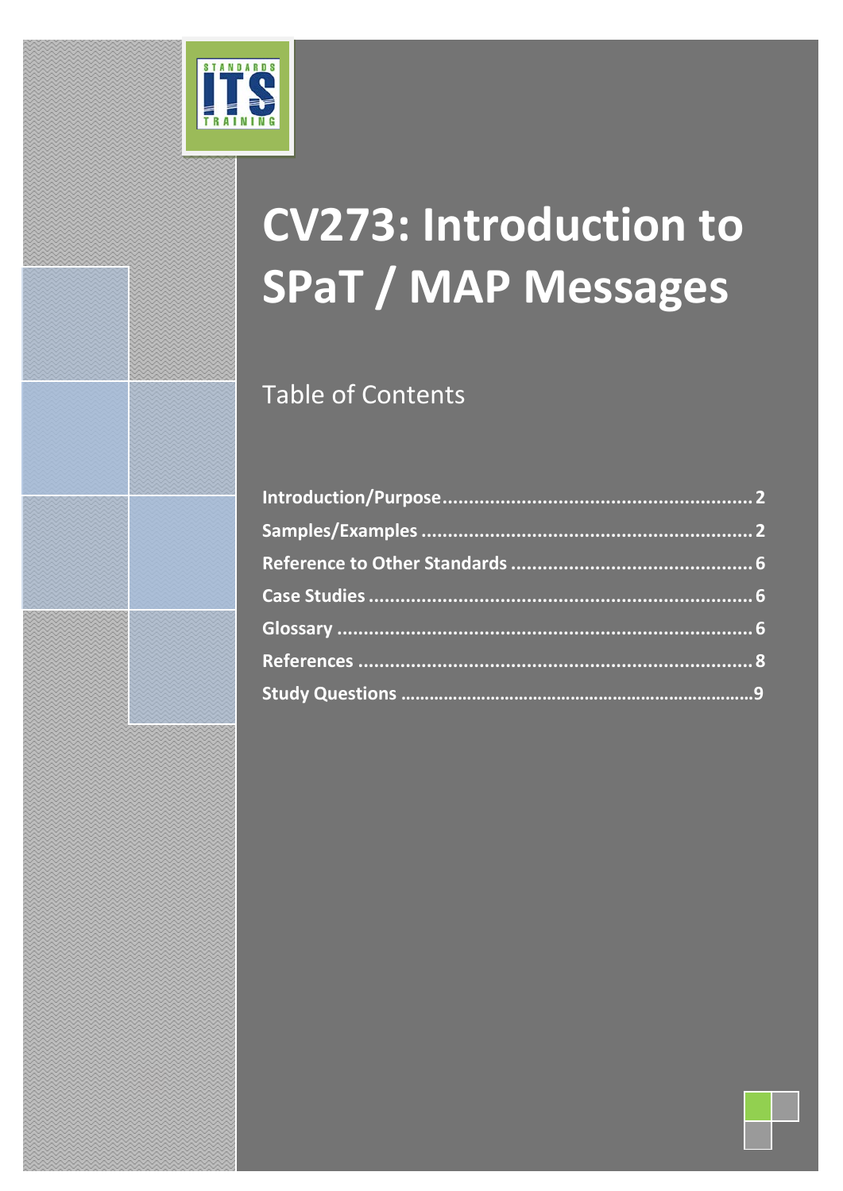# CV273: Introduction to SPaT / MAP Messages

## Table of Contents

**Introduction/Purpose**.......................................................... **2**

**Samples/Examples** ............................................................. **2**

**Reference to Other Standards** ............................................ **6**

**Case Studies** ...................................................................... **6**

**Glossary** ............................................................................ **6**

**References** ......................................................................... **8**

**Study Questions** ..................................................................**9**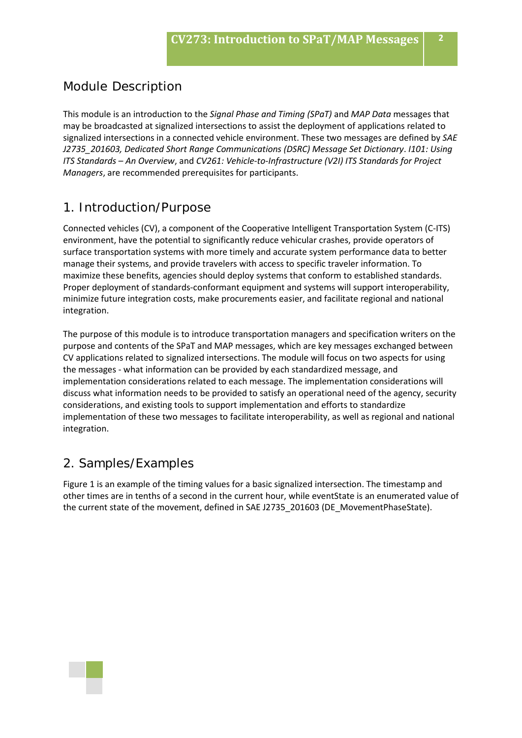## Module Description

This module is an introduction to the *Signal Phase and Timing (SPaT)* and *MAP Data* messages that may be broadcasted at signalized intersections to assist the deployment of applications related to signalized intersections in a connected vehicle environment. These two messages are defined by *SAE J2735_201603, Dedicated Short Range Communications (DSRC) Message Set Dictionary*. *I101: Using ITS Standards – An Overview*, and *CV261: Vehicle-to-Infrastructure (V2I) ITS Standards for Project Managers*, are recommended prerequisites for participants.

## 1. Introduction/Purpose

Connected vehicles (CV), a component of the Cooperative Intelligent Transportation System (C-ITS) environment, have the potential to significantly reduce vehicular crashes, provide operators of surface transportation systems with more timely and accurate system performance data to better manage their systems, and provide travelers with access to specific traveler information. To maximize these benefits, agencies should deploy systems that conform to established standards. Proper deployment of standards-conformant equipment and systems will support interoperability, minimize future integration costs, make procurements easier, and facilitate regional and national integration.

The purpose of this module is to introduce transportation managers and specification writers on the purpose and contents of the SPaT and MAP messages, which are key messages exchanged between CV applications related to signalized intersections. The module will focus on two aspects for using the messages - what information can be provided by each standardized message, and implementation considerations related to each message. The implementation considerations will discuss what information needs to be provided to satisfy an operational need of the agency, security considerations, and existing tools to support implementation and efforts to standardize implementation of these two messages to facilitate interoperability, as well as regional and national integration.

## 2. Samples/Examples

Figure 1 is an example of the timing values for a basic signalized intersection. The timestamp and other times are in tenths of a second in the current hour, while eventState is an enumerated value of the current state of the movement, defined in SAE J2735_201603 (DE_MovementPhaseState).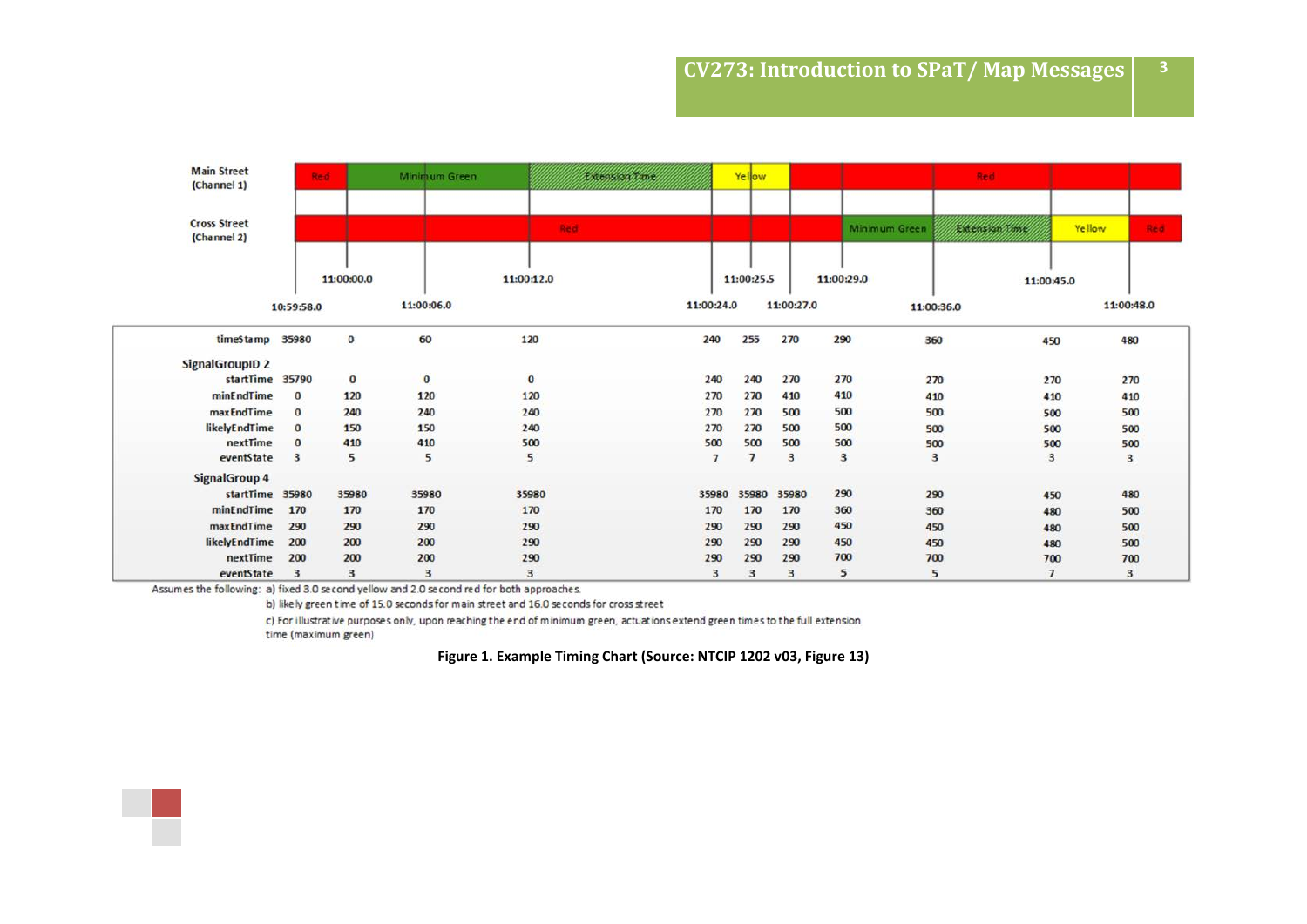| Main Street (Channel 1) | Red | Minimum Green | | Extension Time | Yellow | | | Red | | | |
|---|---|---|---|---|---|---|---|---|---|---|---|
| Cross Street (Channel 2) | Red | | | | | | | Minimum Green | Extension Time | Yellow | Red |

Timeline: 10:59:58.0, 11:00:00.0, 11:00:06.0, 11:00:12.0, 11:00:24.0, 11:00:25.5, 11:00:27.0, 11:00:29.0, 11:00:36.0, 11:00:45.0, 11:00:48.0

| timeStamp | 35980 | 0 | 60 | 120 | 240 | 255 | 270 | 290 | 360 | 450 | 480 |
|---|---|---|---|---|---|---|---|---|---|---|---|
| **SignalGroupID 2** | | | | | | | | | | | |
| startTime | 35790 | 0 | 0 | 0 | 240 | 240 | 270 | 270 | 270 | 270 | 270 |
| minEndTime | 0 | 120 | 120 | 120 | 270 | 270 | 410 | 410 | 410 | 410 | 410 |
| maxEndTime | 0 | 240 | 240 | 240 | 270 | 270 | 500 | 500 | 500 | 500 | 500 |
| likelyEndTime | 0 | 150 | 150 | 240 | 270 | 270 | 500 | 500 | 500 | 500 | 500 |
| nextTime | 0 | 410 | 410 | 500 | 500 | 500 | 500 | 500 | 500 | 500 | 500 |
| eventState | 3 | 5 | 5 | 5 | 7 | 7 | 3 | 3 | 3 | 3 | 3 |
| **SignalGroup 4** | | | | | | | | | | | |
| startTime | 35980 | 35980 | 35980 | 35980 | 35980 | 35980 | 35980 | 290 | 290 | 450 | 480 |
| minEndTime | 170 | 170 | 170 | 170 | 170 | 170 | 170 | 360 | 360 | 480 | 500 |
| maxEndTime | 290 | 290 | 290 | 290 | 290 | 290 | 290 | 450 | 450 | 480 | 500 |
| likelyEndTime | 200 | 200 | 200 | 290 | 290 | 290 | 290 | 450 | 450 | 480 | 500 |
| nextTime | 200 | 200 | 200 | 290 | 290 | 290 | 290 | 700 | 700 | 700 | 700 |
| eventState | 3 | 3 | 3 | 3 | 3 | 3 | 3 | 5 | 5 | 7 | 3 |

Assumes the following: a) fixed 3.0 second yellow and 2.0 second red for both approaches.

b) likely green time of 15.0 seconds for main street and 16.0 seconds for cross street

c) For illustrative purposes only, upon reaching the end of minimum green, actuations extend green times to the full extension time (maximum green)

**Figure 1. Example Timing Chart (Source: NTCIP 1202 v03, Figure 13)**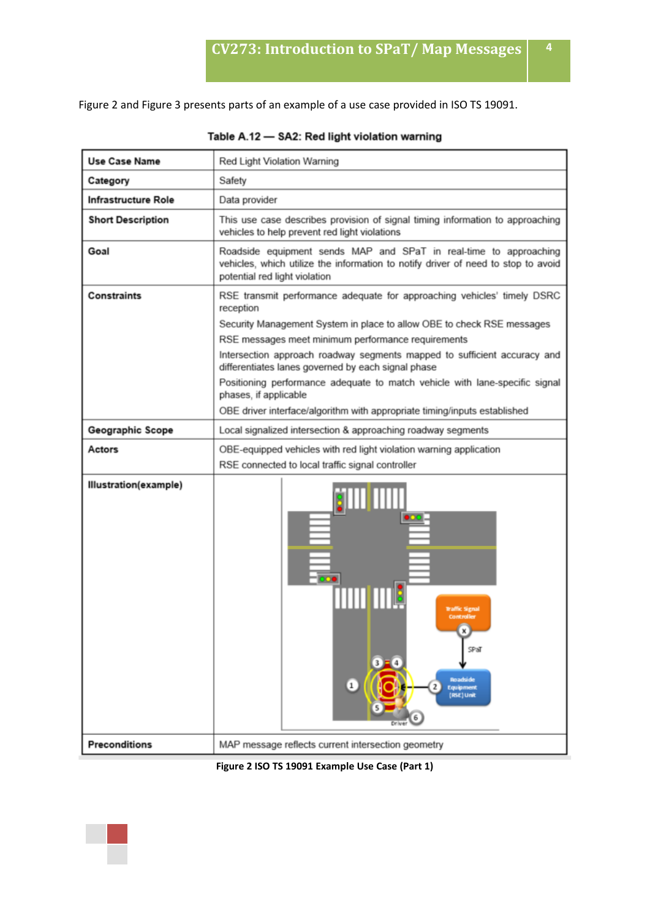Figure 2 and Figure 3 presents parts of an example of a use case provided in ISO TS 19091.

**Table A.12 — SA2: Red light violation warning**

| | |
|---|---|
| **Use Case Name** | Red Light Violation Warning |
| **Category** | Safety |
| **Infrastructure Role** | Data provider |
| **Short Description** | This use case describes provision of signal timing information to approaching vehicles to help prevent red light violations |
| **Goal** | Roadside equipment sends MAP and SPaT in real-time to approaching vehicles, which utilize the information to notify driver of need to stop to avoid potential red light violation |
| **Constraints** | RSE transmit performance adequate for approaching vehicles' timely DSRC reception<br>Security Management System in place to allow OBE to check RSE messages<br>RSE messages meet minimum performance requirements<br>Intersection approach roadway segments mapped to sufficient accuracy and differentiates lanes governed by each signal phase<br>Positioning performance adequate to match vehicle with lane-specific signal phases, if applicable<br>OBE driver interface/algorithm with appropriate timing/inputs established |
| **Geographic Scope** | Local signalized intersection & approaching roadway segments |
| **Actors** | OBE-equipped vehicles with red light violation warning application<br>RSE connected to local traffic signal controller |
| **Illustration(example)** | Traffic Signal Controller → SPaT → Roadside Equipment (RSE) Unit; Driver |
| **Preconditions** | MAP message reflects current intersection geometry |

**Figure 2 ISO TS 19091 Example Use Case (Part 1)**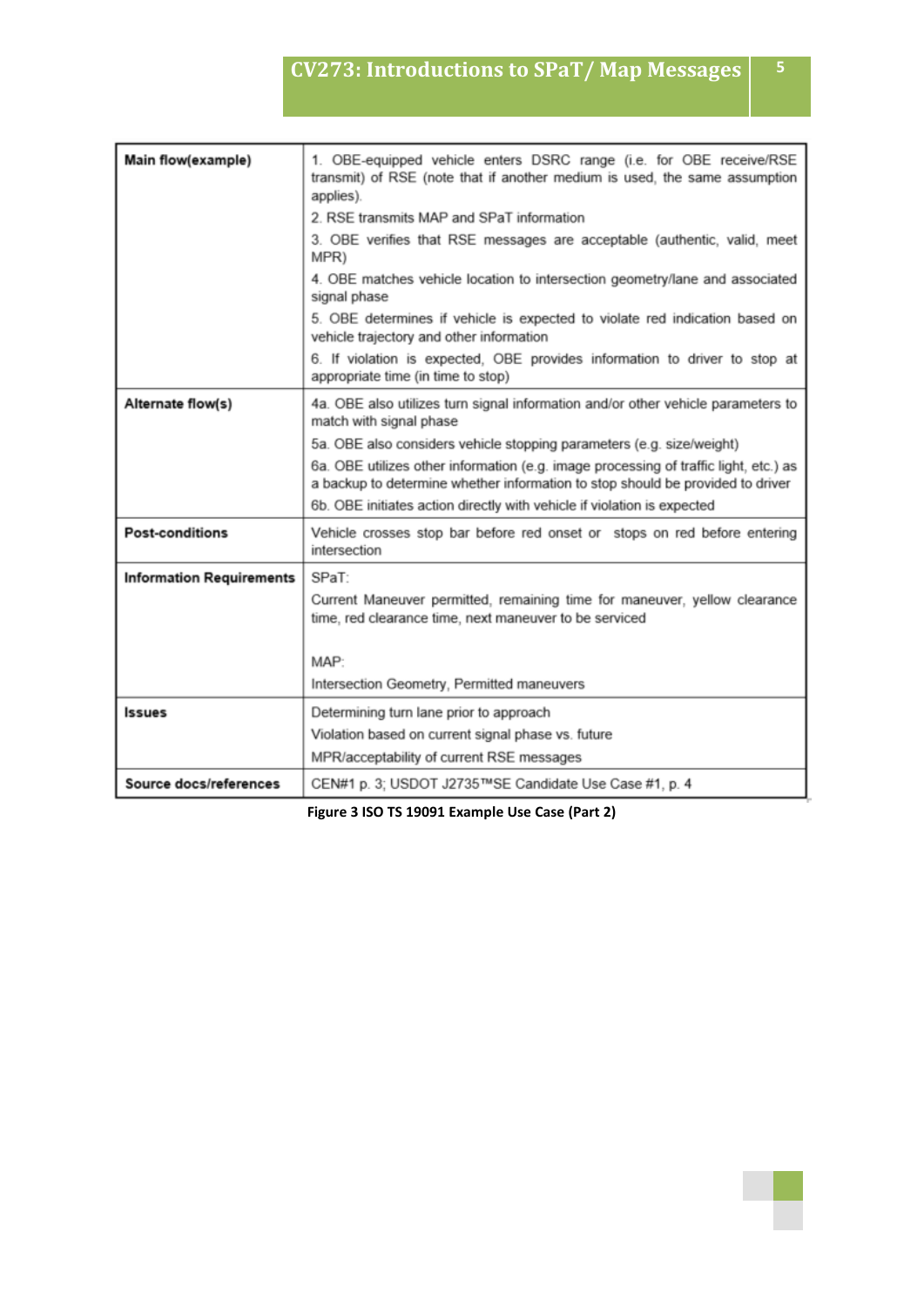| | |
|---|---|
| **Main flow(example)** | 1. OBE-equipped vehicle enters DSRC range (i.e. for OBE receive/RSE transmit) of RSE (note that if another medium is used, the same assumption applies).<br>2. RSE transmits MAP and SPaT information<br>3. OBE verifies that RSE messages are acceptable (authentic, valid, meet MPR)<br>4. OBE matches vehicle location to intersection geometry/lane and associated signal phase<br>5. OBE determines if vehicle is expected to violate red indication based on vehicle trajectory and other information<br>6. If violation is expected, OBE provides information to driver to stop at appropriate time (in time to stop) |
| **Alternate flow(s)** | 4a. OBE also utilizes turn signal information and/or other vehicle parameters to match with signal phase<br>5a. OBE also considers vehicle stopping parameters (e.g. size/weight)<br>6a. OBE utilizes other information (e.g. image processing of traffic light, etc.) as a backup to determine whether information to stop should be provided to driver<br>6b. OBE initiates action directly with vehicle if violation is expected |
| **Post-conditions** | Vehicle crosses stop bar before red onset or stops on red before entering intersection |
| **Information Requirements** | SPaT:<br>Current Maneuver permitted, remaining time for maneuver, yellow clearance time, red clearance time, next maneuver to be serviced<br><br>MAP:<br>Intersection Geometry, Permitted maneuvers |
| **Issues** | Determining turn lane prior to approach<br>Violation based on current signal phase vs. future<br>MPR/acceptability of current RSE messages |
| **Source docs/references** | CEN#1 p. 3; USDOT J2735™SE Candidate Use Case #1, p. 4 |

**Figure 3 ISO TS 19091 Example Use Case (Part 2)**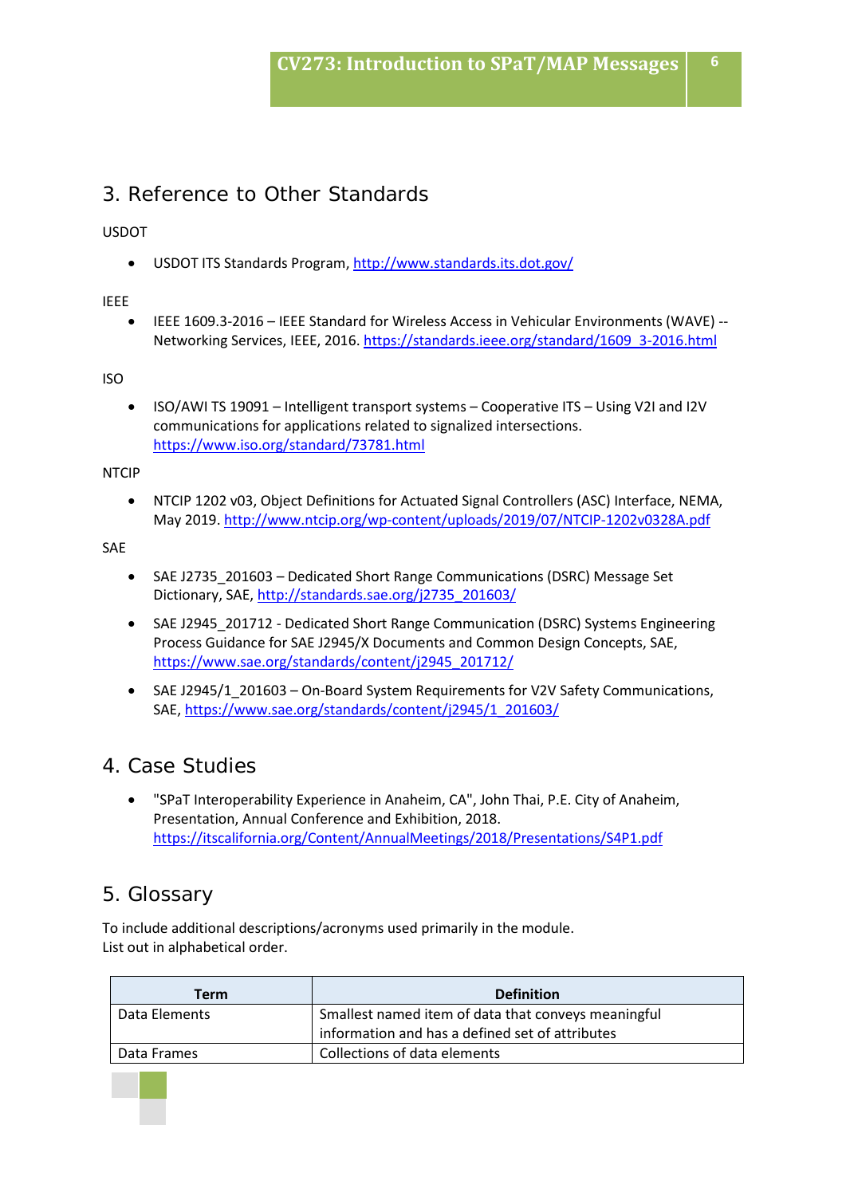## 3. Reference to Other Standards

USDOT

- USDOT ITS Standards Program, http://www.standards.its.dot.gov/

IEEE

- IEEE 1609.3-2016 – IEEE Standard for Wireless Access in Vehicular Environments (WAVE) -- Networking Services, IEEE, 2016. https://standards.ieee.org/standard/1609_3-2016.html

ISO

- ISO/AWI TS 19091 – Intelligent transport systems – Cooperative ITS – Using V2I and I2V communications for applications related to signalized intersections. https://www.iso.org/standard/73781.html

NTCIP

- NTCIP 1202 v03, Object Definitions for Actuated Signal Controllers (ASC) Interface, NEMA, May 2019. http://www.ntcip.org/wp-content/uploads/2019/07/NTCIP-1202v0328A.pdf

SAE

- SAE J2735_201603 – Dedicated Short Range Communications (DSRC) Message Set Dictionary, SAE, http://standards.sae.org/j2735_201603/
- SAE J2945_201712 - Dedicated Short Range Communication (DSRC) Systems Engineering Process Guidance for SAE J2945/X Documents and Common Design Concepts, SAE, https://www.sae.org/standards/content/j2945_201712/
- SAE J2945/1_201603 – On-Board System Requirements for V2V Safety Communications, SAE, https://www.sae.org/standards/content/j2945/1_201603/

## 4. Case Studies

- "SPaT Interoperability Experience in Anaheim, CA", John Thai, P.E. City of Anaheim, Presentation, Annual Conference and Exhibition, 2018. https://itscalifornia.org/Content/AnnualMeetings/2018/Presentations/S4P1.pdf

## 5. Glossary

To include additional descriptions/acronyms used primarily in the module.
List out in alphabetical order.

| Term | Definition |
|---|---|
| Data Elements | Smallest named item of data that conveys meaningful information and has a defined set of attributes |
| Data Frames | Collections of data elements |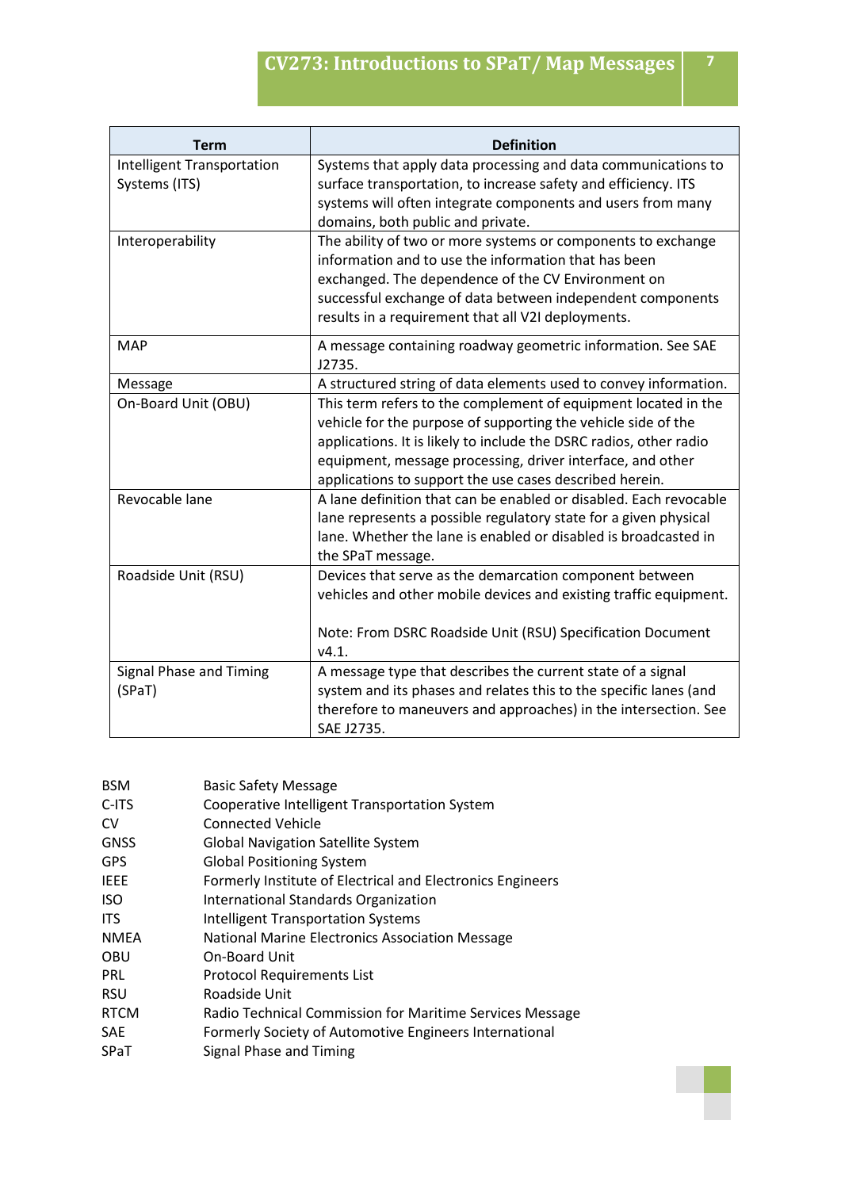| Term | Definition |
|---|---|
| Intelligent Transportation Systems (ITS) | Systems that apply data processing and data communications to surface transportation, to increase safety and efficiency. ITS systems will often integrate components and users from many domains, both public and private. |
| Interoperability | The ability of two or more systems or components to exchange information and to use the information that has been exchanged. The dependence of the CV Environment on successful exchange of data between independent components results in a requirement that all V2I deployments. |
| MAP | A message containing roadway geometric information. See SAE J2735. |
| Message | A structured string of data elements used to convey information. |
| On-Board Unit (OBU) | This term refers to the complement of equipment located in the vehicle for the purpose of supporting the vehicle side of the applications. It is likely to include the DSRC radios, other radio equipment, message processing, driver interface, and other applications to support the use cases described herein. |
| Revocable lane | A lane definition that can be enabled or disabled. Each revocable lane represents a possible regulatory state for a given physical lane. Whether the lane is enabled or disabled is broadcasted in the SPaT message. |
| Roadside Unit (RSU) | Devices that serve as the demarcation component between vehicles and other mobile devices and existing traffic equipment.<br><br>Note: From DSRC Roadside Unit (RSU) Specification Document v4.1. |
| Signal Phase and Timing (SPaT) | A message type that describes the current state of a signal system and its phases and relates this to the specific lanes (and therefore to maneuvers and approaches) in the intersection. See SAE J2735. |

| | |
|---|---|
| BSM | Basic Safety Message |
| C-ITS | Cooperative Intelligent Transportation System |
| CV | Connected Vehicle |
| GNSS | Global Navigation Satellite System |
| GPS | Global Positioning System |
| IEEE | Formerly Institute of Electrical and Electronics Engineers |
| ISO | International Standards Organization |
| ITS | Intelligent Transportation Systems |
| NMEA | National Marine Electronics Association Message |
| OBU | On-Board Unit |
| PRL | Protocol Requirements List |
| RSU | Roadside Unit |
| RTCM | Radio Technical Commission for Maritime Services Message |
| SAE | Formerly Society of Automotive Engineers International |
| SPaT | Signal Phase and Timing |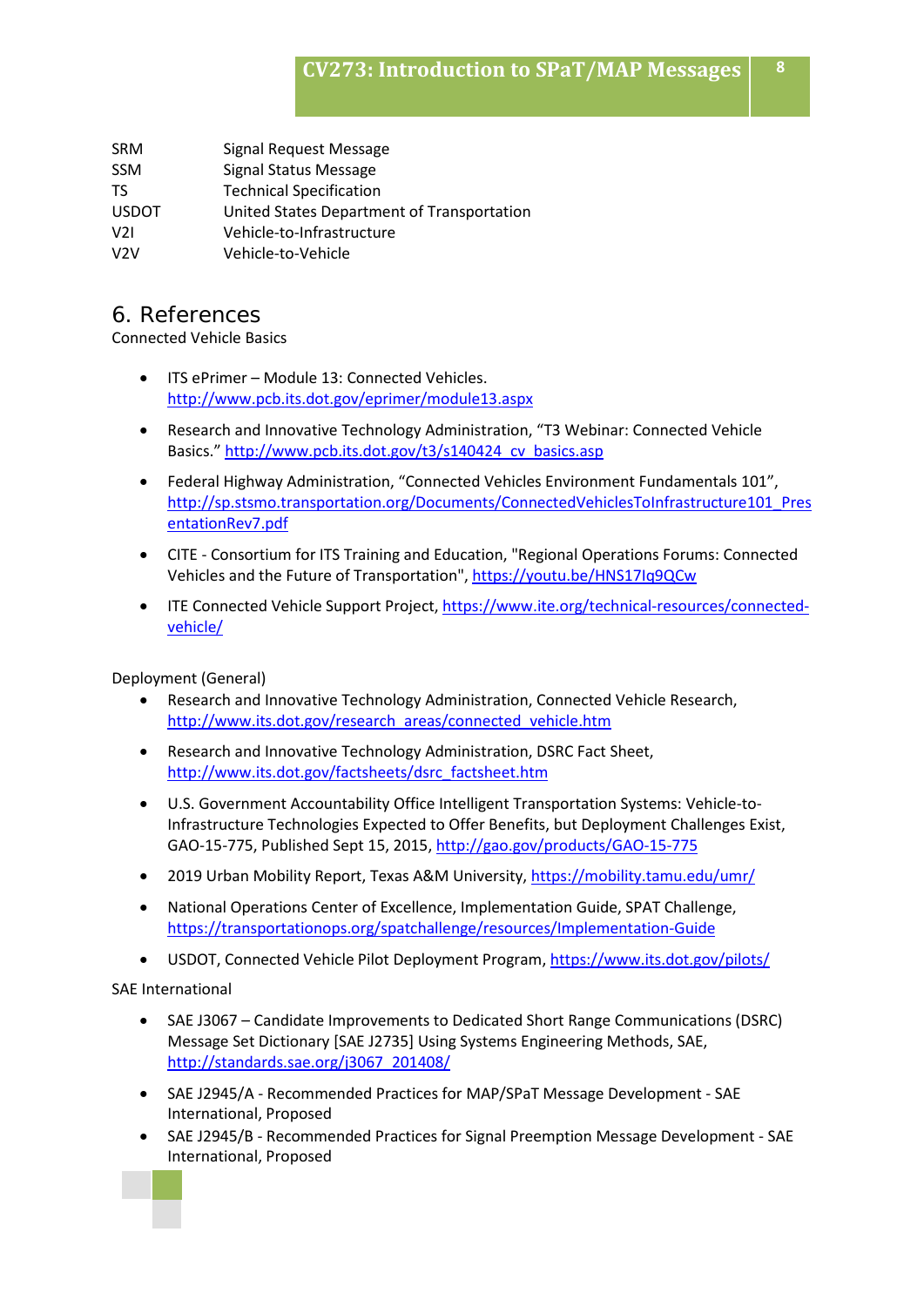| | |
|---|---|
| SRM | Signal Request Message |
| SSM | Signal Status Message |
| TS | Technical Specification |
| USDOT | United States Department of Transportation |
| V2I | Vehicle-to-Infrastructure |
| V2V | Vehicle-to-Vehicle |

## 6. References

Connected Vehicle Basics

- ITS ePrimer – Module 13: Connected Vehicles. http://www.pcb.its.dot.gov/eprimer/module13.aspx
- Research and Innovative Technology Administration, "T3 Webinar: Connected Vehicle Basics." http://www.pcb.its.dot.gov/t3/s140424_cv_basics.asp
- Federal Highway Administration, "Connected Vehicles Environment Fundamentals 101", http://sp.stsmo.transportation.org/Documents/ConnectedVehiclesToInfrastructure101_PresentationRev7.pdf
- CITE - Consortium for ITS Training and Education, "Regional Operations Forums: Connected Vehicles and the Future of Transportation", https://youtu.be/HNS17Iq9QCw
- ITE Connected Vehicle Support Project, https://www.ite.org/technical-resources/connected-vehicle/

Deployment (General)

- Research and Innovative Technology Administration, Connected Vehicle Research, http://www.its.dot.gov/research_areas/connected_vehicle.htm
- Research and Innovative Technology Administration, DSRC Fact Sheet, http://www.its.dot.gov/factsheets/dsrc_factsheet.htm
- U.S. Government Accountability Office Intelligent Transportation Systems: Vehicle-to-Infrastructure Technologies Expected to Offer Benefits, but Deployment Challenges Exist, GAO-15-775, Published Sept 15, 2015, http://gao.gov/products/GAO-15-775
- 2019 Urban Mobility Report, Texas A&M University, https://mobility.tamu.edu/umr/
- National Operations Center of Excellence, Implementation Guide, SPAT Challenge, https://transportationops.org/spatchallenge/resources/Implementation-Guide
- USDOT, Connected Vehicle Pilot Deployment Program, https://www.its.dot.gov/pilots/

SAE International

- SAE J3067 – Candidate Improvements to Dedicated Short Range Communications (DSRC) Message Set Dictionary [SAE J2735] Using Systems Engineering Methods, SAE, http://standards.sae.org/j3067_201408/
- SAE J2945/A - Recommended Practices for MAP/SPaT Message Development - SAE International, Proposed
- SAE J2945/B - Recommended Practices for Signal Preemption Message Development - SAE International, Proposed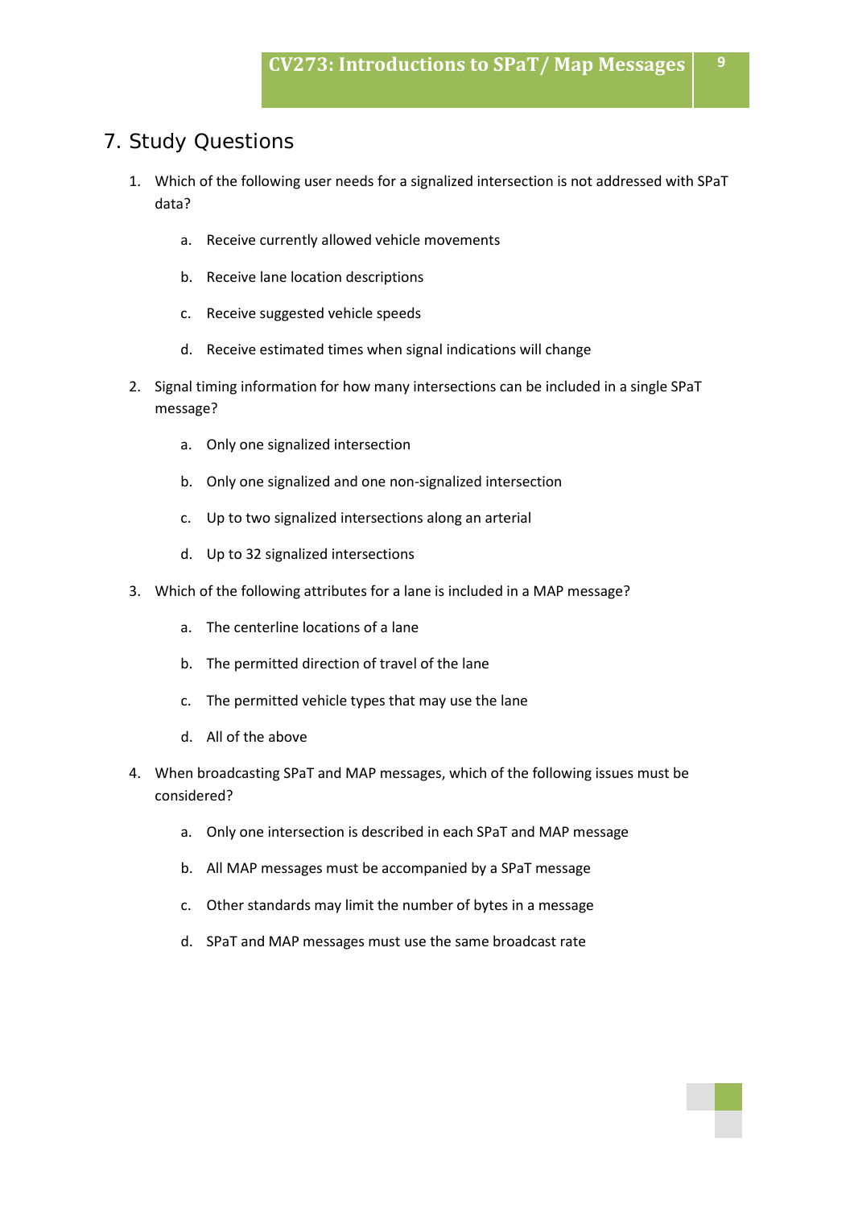## 7. Study Questions

1. Which of the following user needs for a signalized intersection is not addressed with SPaT data?

    a. Receive currently allowed vehicle movements

    b. Receive lane location descriptions

    c. Receive suggested vehicle speeds

    d. Receive estimated times when signal indications will change

2. Signal timing information for how many intersections can be included in a single SPaT message?

    a. Only one signalized intersection

    b. Only one signalized and one non-signalized intersection

    c. Up to two signalized intersections along an arterial

    d. Up to 32 signalized intersections

3. Which of the following attributes for a lane is included in a MAP message?

    a. The centerline locations of a lane

    b. The permitted direction of travel of the lane

    c. The permitted vehicle types that may use the lane

    d. All of the above

4. When broadcasting SPaT and MAP messages, which of the following issues must be considered?

    a. Only one intersection is described in each SPaT and MAP message

    b. All MAP messages must be accompanied by a SPaT message

    c. Other standards may limit the number of bytes in a message

    d. SPaT and MAP messages must use the same broadcast rate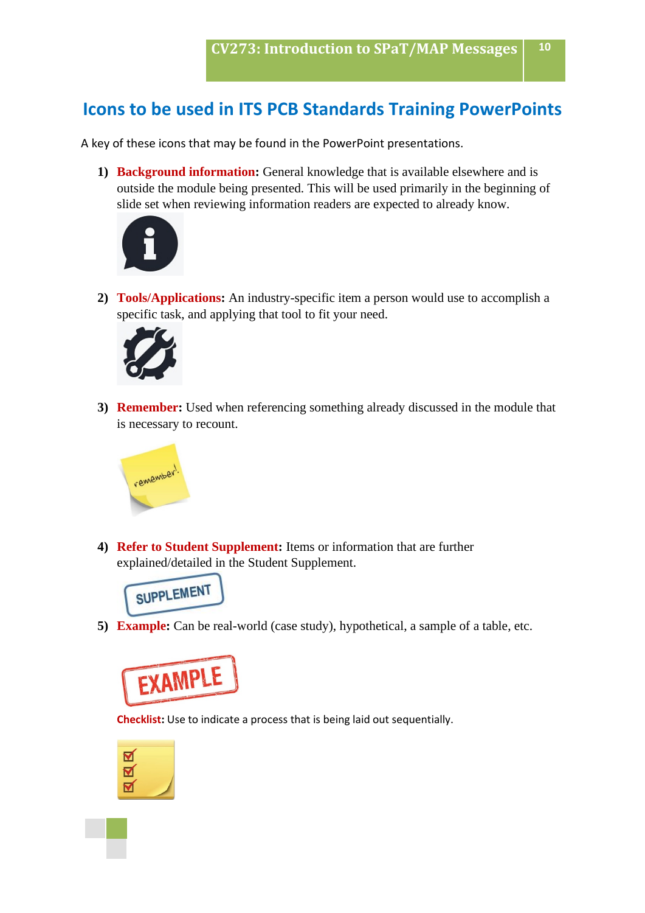# Icons to be used in ITS PCB Standards Training PowerPoints

A key of these icons that may be found in the PowerPoint presentations.

1) **Background information:** General knowledge that is available elsewhere and is outside the module being presented. This will be used primarily in the beginning of slide set when reviewing information readers are expected to already know.

2) **Tools/Applications:** An industry-specific item a person would use to accomplish a specific task, and applying that tool to fit your need.

3) **Remember:** Used when referencing something already discussed in the module that is necessary to recount.

4) **Refer to Student Supplement:** Items or information that are further explained/detailed in the Student Supplement.

5) **Example:** Can be real-world (case study), hypothetical, a sample of a table, etc.

**Checklist:** Use to indicate a process that is being laid out sequentially.